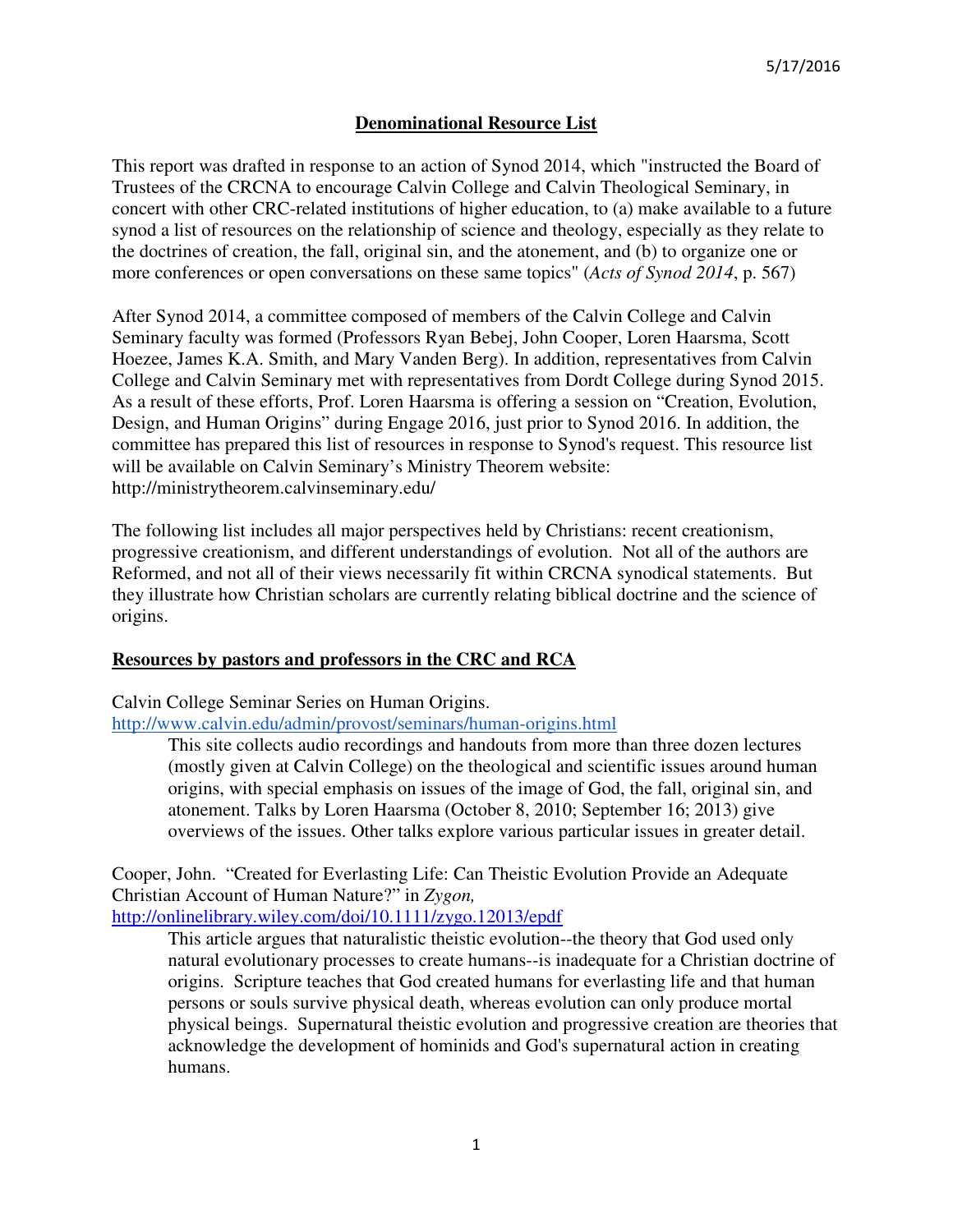5/17/2016

# Denominational Resource List

This report was drafted in response to an action of Synod 2014, which "instructed the Board of Trustees of the CRCNA to encourage Calvin College and Calvin Theological Seminary, in concert with other CRC-related institutions of higher education, to (a) make available to a future synod a list of resources on the relationship of science and theology, especially as they relate to the doctrines of creation, the fall, original sin, and the atonement, and (b) to organize one or more conferences or open conversations on these same topics" (*Acts of Synod 2014*, p. 567)

After Synod 2014, a committee composed of members of the Calvin College and Calvin Seminary faculty was formed (Professors Ryan Bebej, John Cooper, Loren Haarsma, Scott Hoezee, James K.A. Smith, and Mary Vanden Berg). In addition, representatives from Calvin College and Calvin Seminary met with representatives from Dordt College during Synod 2015. As a result of these efforts, Prof. Loren Haarsma is offering a session on "Creation, Evolution, Design, and Human Origins" during Engage 2016, just prior to Synod 2016. In addition, the committee has prepared this list of resources in response to Synod's request. This resource list will be available on Calvin Seminary's Ministry Theorem website: http://ministrytheorem.calvinseminary.edu/

The following list includes all major perspectives held by Christians: recent creationism, progressive creationism, and different understandings of evolution. Not all of the authors are Reformed, and not all of their views necessarily fit within CRCNA synodical statements. But they illustrate how Christian scholars are currently relating biblical doctrine and the science of origins.

## Resources by pastors and professors in the CRC and RCA

Calvin College Seminar Series on Human Origins.
http://www.calvin.edu/admin/provost/seminars/human-origins.html

> This site collects audio recordings and handouts from more than three dozen lectures (mostly given at Calvin College) on the theological and scientific issues around human origins, with special emphasis on issues of the image of God, the fall, original sin, and atonement. Talks by Loren Haarsma (October 8, 2010; September 16; 2013) give overviews of the issues. Other talks explore various particular issues in greater detail.

Cooper, John. "Created for Everlasting Life: Can Theistic Evolution Provide an Adequate Christian Account of Human Nature?" in *Zygon,*
http://onlinelibrary.wiley.com/doi/10.1111/zygo.12013/epdf

> This article argues that naturalistic theistic evolution--the theory that God used only natural evolutionary processes to create humans--is inadequate for a Christian doctrine of origins. Scripture teaches that God created humans for everlasting life and that human persons or souls survive physical death, whereas evolution can only produce mortal physical beings. Supernatural theistic evolution and progressive creation are theories that acknowledge the development of hominids and God's supernatural action in creating humans.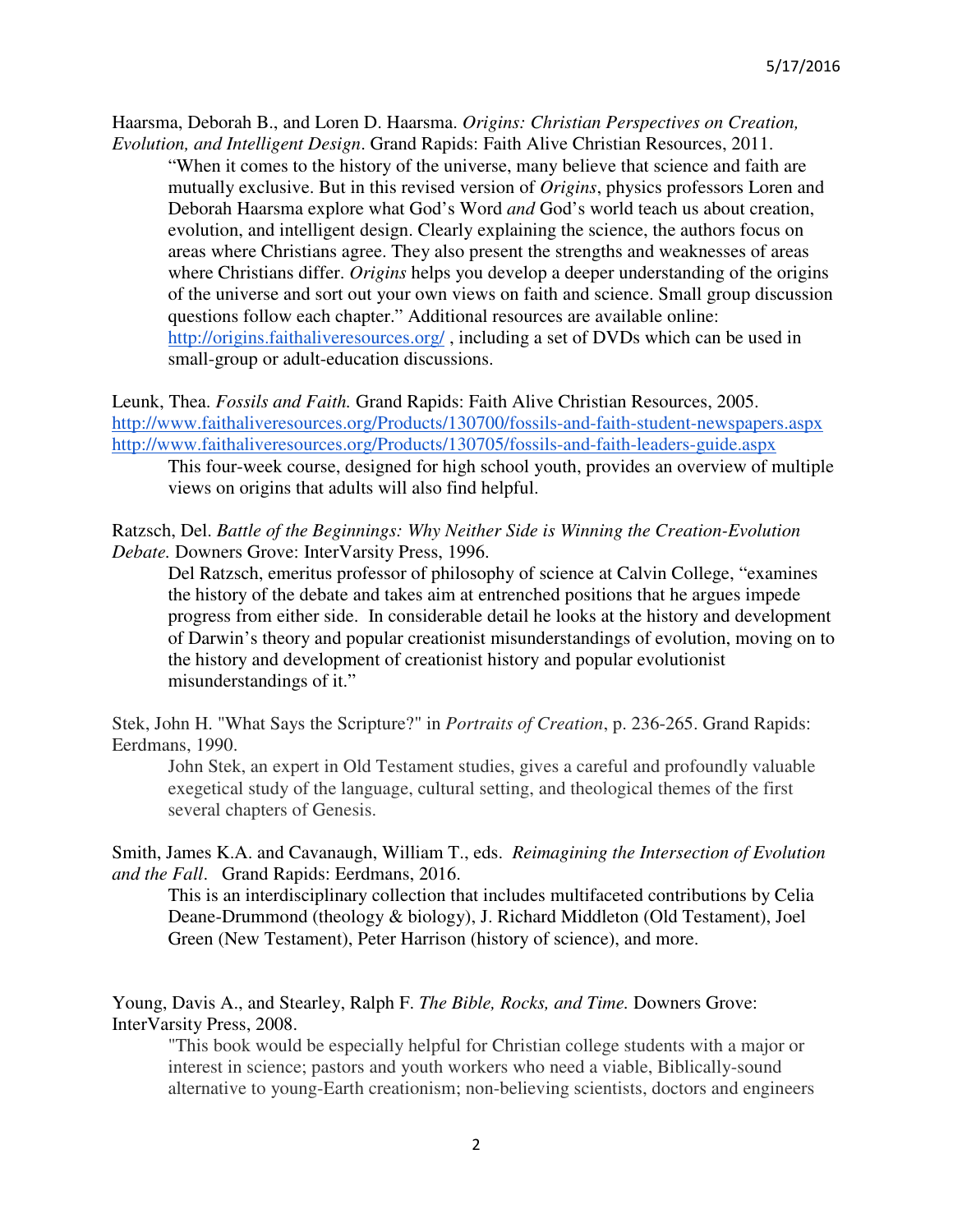Haarsma, Deborah B., and Loren D. Haarsma. *Origins: Christian Perspectives on Creation, Evolution, and Intelligent Design*. Grand Rapids: Faith Alive Christian Resources, 2011.

> "When it comes to the history of the universe, many believe that science and faith are mutually exclusive. But in this revised version of *Origins*, physics professors Loren and Deborah Haarsma explore what God's Word *and* God's world teach us about creation, evolution, and intelligent design. Clearly explaining the science, the authors focus on areas where Christians agree. They also present the strengths and weaknesses of areas where Christians differ. *Origins* helps you develop a deeper understanding of the origins of the universe and sort out your own views on faith and science. Small group discussion questions follow each chapter." Additional resources are available online: http://origins.faithaliveresources.org/ , including a set of DVDs which can be used in small-group or adult-education discussions.

Leunk, Thea. *Fossils and Faith.* Grand Rapids: Faith Alive Christian Resources, 2005.
http://www.faithaliveresources.org/Products/130700/fossils-and-faith-student-newspapers.aspx
http://www.faithaliveresources.org/Products/130705/fossils-and-faith-leaders-guide.aspx

> This four-week course, designed for high school youth, provides an overview of multiple views on origins that adults will also find helpful.

Ratzsch, Del. *Battle of the Beginnings: Why Neither Side is Winning the Creation-Evolution Debate.* Downers Grove: InterVarsity Press, 1996.

> Del Ratzsch, emeritus professor of philosophy of science at Calvin College, "examines the history of the debate and takes aim at entrenched positions that he argues impede progress from either side. In considerable detail he looks at the history and development of Darwin's theory and popular creationist misunderstandings of evolution, moving on to the history and development of creationist history and popular evolutionist misunderstandings of it."

Stek, John H. "What Says the Scripture?" in *Portraits of Creation*, p. 236-265. Grand Rapids: Eerdmans, 1990.

> John Stek, an expert in Old Testament studies, gives a careful and profoundly valuable exegetical study of the language, cultural setting, and theological themes of the first several chapters of Genesis.

Smith, James K.A. and Cavanaugh, William T., eds. *Reimagining the Intersection of Evolution and the Fall*. Grand Rapids: Eerdmans, 2016.

> This is an interdisciplinary collection that includes multifaceted contributions by Celia Deane-Drummond (theology & biology), J. Richard Middleton (Old Testament), Joel Green (New Testament), Peter Harrison (history of science), and more.

Young, Davis A., and Stearley, Ralph F. *The Bible, Rocks, and Time.* Downers Grove: InterVarsity Press, 2008.

> "This book would be especially helpful for Christian college students with a major or interest in science; pastors and youth workers who need a viable, Biblically-sound alternative to young-Earth creationism; non-believing scientists, doctors and engineers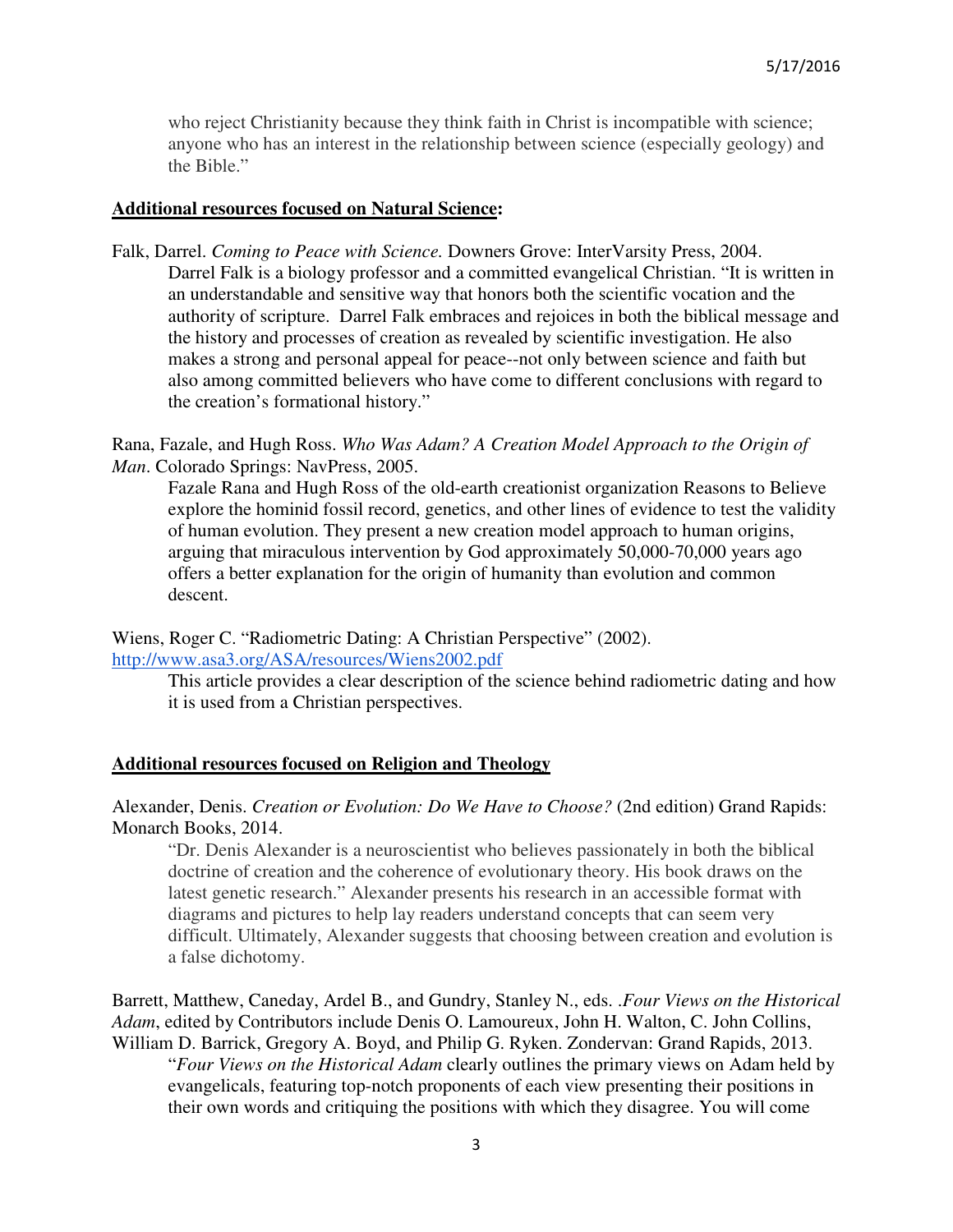who reject Christianity because they think faith in Christ is incompatible with science; anyone who has an interest in the relationship between science (especially geology) and the Bible."

**Additional resources focused on Natural Science:**

Falk, Darrel. *Coming to Peace with Science.* Downers Grove: InterVarsity Press, 2004.
Darrel Falk is a biology professor and a committed evangelical Christian. "It is written in an understandable and sensitive way that honors both the scientific vocation and the authority of scripture. Darrel Falk embraces and rejoices in both the biblical message and the history and processes of creation as revealed by scientific investigation. He also makes a strong and personal appeal for peace--not only between science and faith but also among committed believers who have come to different conclusions with regard to the creation's formational history."

Rana, Fazale, and Hugh Ross. *Who Was Adam? A Creation Model Approach to the Origin of Man*. Colorado Springs: NavPress, 2005.
Fazale Rana and Hugh Ross of the old-earth creationist organization Reasons to Believe explore the hominid fossil record, genetics, and other lines of evidence to test the validity of human evolution. They present a new creation model approach to human origins, arguing that miraculous intervention by God approximately 50,000-70,000 years ago offers a better explanation for the origin of humanity than evolution and common descent.

Wiens, Roger C. "Radiometric Dating: A Christian Perspective" (2002).
http://www.asa3.org/ASA/resources/Wiens2002.pdf
This article provides a clear description of the science behind radiometric dating and how it is used from a Christian perspectives.

**Additional resources focused on Religion and Theology**

Alexander, Denis. *Creation or Evolution: Do We Have to Choose?* (2nd edition) Grand Rapids: Monarch Books, 2014.
"Dr. Denis Alexander is a neuroscientist who believes passionately in both the biblical doctrine of creation and the coherence of evolutionary theory. His book draws on the latest genetic research." Alexander presents his research in an accessible format with diagrams and pictures to help lay readers understand concepts that can seem very difficult. Ultimately, Alexander suggests that choosing between creation and evolution is a false dichotomy.

Barrett, Matthew, Caneday, Ardel B., and Gundry, Stanley N., eds. .*Four Views on the Historical Adam*, edited by Contributors include Denis O. Lamoureux, John H. Walton, C. John Collins, William D. Barrick, Gregory A. Boyd, and Philip G. Ryken. Zondervan: Grand Rapids, 2013.
"*Four Views on the Historical Adam* clearly outlines the primary views on Adam held by evangelicals, featuring top-notch proponents of each view presenting their positions in their own words and critiquing the positions with which they disagree. You will come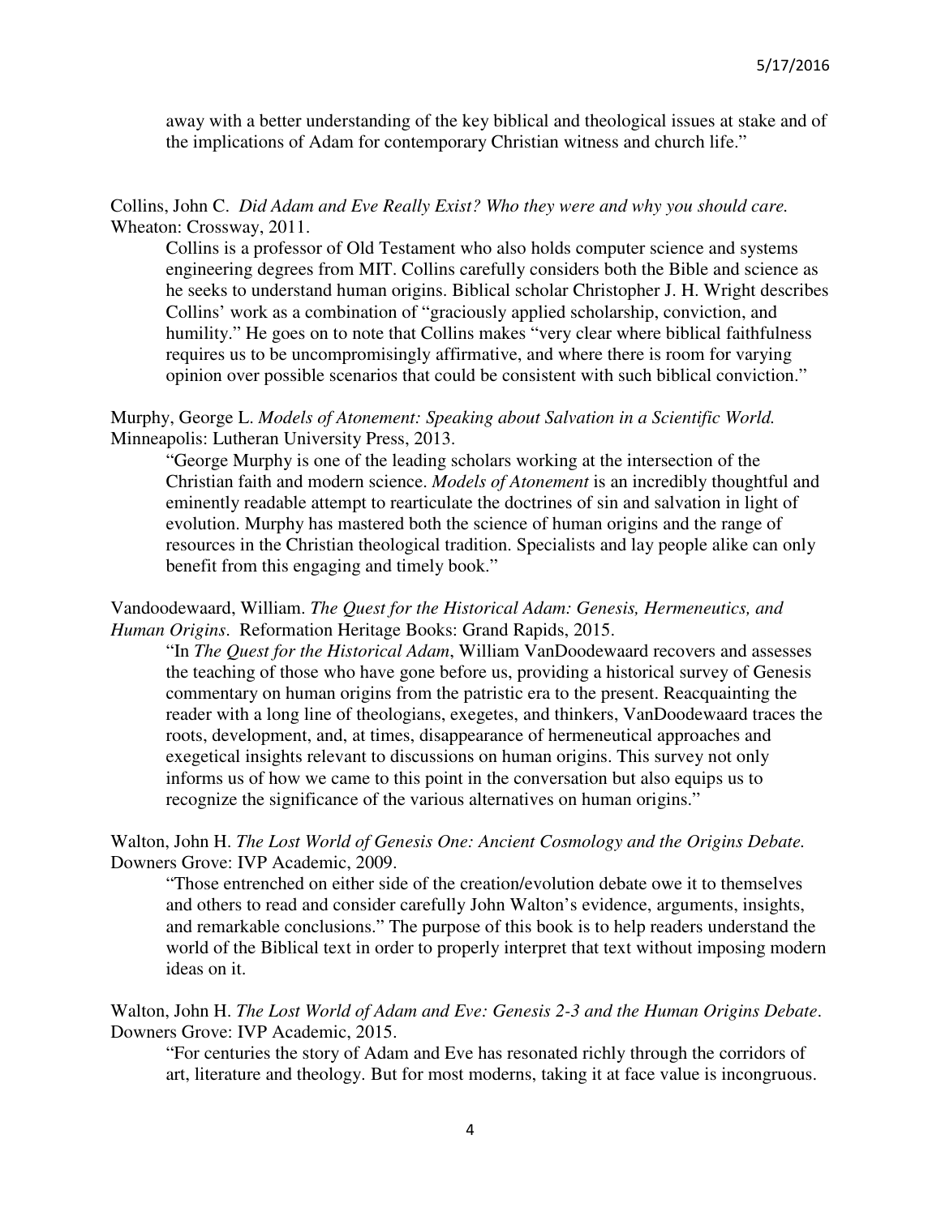away with a better understanding of the key biblical and theological issues at stake and of the implications of Adam for contemporary Christian witness and church life."

Collins, John C. *Did Adam and Eve Really Exist? Who they were and why you should care.* Wheaton: Crossway, 2011.

> Collins is a professor of Old Testament who also holds computer science and systems engineering degrees from MIT. Collins carefully considers both the Bible and science as he seeks to understand human origins. Biblical scholar Christopher J. H. Wright describes Collins' work as a combination of "graciously applied scholarship, conviction, and humility." He goes on to note that Collins makes "very clear where biblical faithfulness requires us to be uncompromisingly affirmative, and where there is room for varying opinion over possible scenarios that could be consistent with such biblical conviction."

Murphy, George L. *Models of Atonement: Speaking about Salvation in a Scientific World.* Minneapolis: Lutheran University Press, 2013.

> "George Murphy is one of the leading scholars working at the intersection of the Christian faith and modern science. *Models of Atonement* is an incredibly thoughtful and eminently readable attempt to rearticulate the doctrines of sin and salvation in light of evolution. Murphy has mastered both the science of human origins and the range of resources in the Christian theological tradition. Specialists and lay people alike can only benefit from this engaging and timely book."

Vandoodewaard, William. *The Quest for the Historical Adam: Genesis, Hermeneutics, and Human Origins*. Reformation Heritage Books: Grand Rapids, 2015.

> "In *The Quest for the Historical Adam*, William VanDoodewaard recovers and assesses the teaching of those who have gone before us, providing a historical survey of Genesis commentary on human origins from the patristic era to the present. Reacquainting the reader with a long line of theologians, exegetes, and thinkers, VanDoodewaard traces the roots, development, and, at times, disappearance of hermeneutical approaches and exegetical insights relevant to discussions on human origins. This survey not only informs us of how we came to this point in the conversation but also equips us to recognize the significance of the various alternatives on human origins."

Walton, John H. *The Lost World of Genesis One: Ancient Cosmology and the Origins Debate.* Downers Grove: IVP Academic, 2009.

> "Those entrenched on either side of the creation/evolution debate owe it to themselves and others to read and consider carefully John Walton's evidence, arguments, insights, and remarkable conclusions." The purpose of this book is to help readers understand the world of the Biblical text in order to properly interpret that text without imposing modern ideas on it.

Walton, John H. *The Lost World of Adam and Eve: Genesis 2-3 and the Human Origins Debate*. Downers Grove: IVP Academic, 2015.

> "For centuries the story of Adam and Eve has resonated richly through the corridors of art, literature and theology. But for most moderns, taking it at face value is incongruous.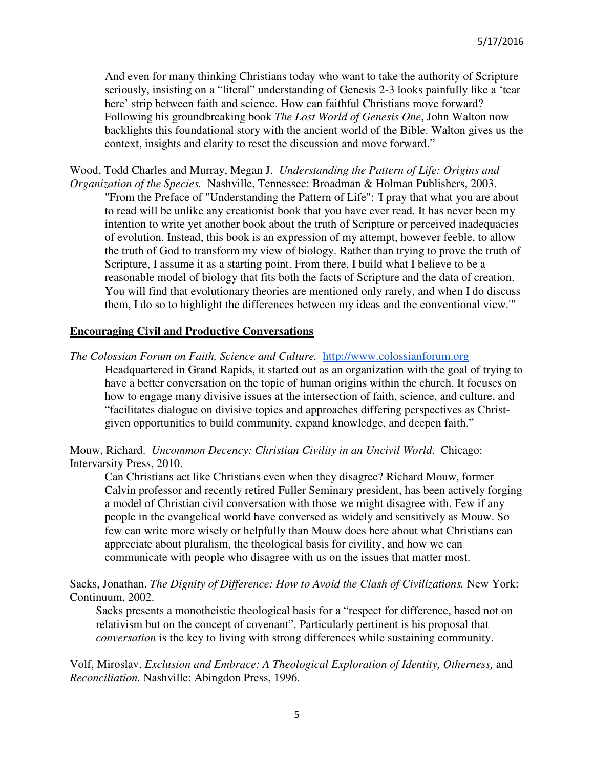And even for many thinking Christians today who want to take the authority of Scripture seriously, insisting on a "literal" understanding of Genesis 2-3 looks painfully like a 'tear here' strip between faith and science. How can faithful Christians move forward? Following his groundbreaking book *The Lost World of Genesis One*, John Walton now backlights this foundational story with the ancient world of the Bible. Walton gives us the context, insights and clarity to reset the discussion and move forward."

Wood, Todd Charles and Murray, Megan J. *Understanding the Pattern of Life: Origins and Organization of the Species.* Nashville, Tennessee: Broadman & Holman Publishers, 2003.

"From the Preface of "Understanding the Pattern of Life": 'I pray that what you are about to read will be unlike any creationist book that you have ever read. It has never been my intention to write yet another book about the truth of Scripture or perceived inadequacies of evolution. Instead, this book is an expression of my attempt, however feeble, to allow the truth of God to transform my view of biology. Rather than trying to prove the truth of Scripture, I assume it as a starting point. From there, I build what I believe to be a reasonable model of biology that fits both the facts of Scripture and the data of creation. You will find that evolutionary theories are mentioned only rarely, and when I do discuss them, I do so to highlight the differences between my ideas and the conventional view.'"

## Encouraging Civil and Productive Conversations

*The Colossian Forum on Faith, Science and Culture.* http://www.colossianforum.org

Headquartered in Grand Rapids, it started out as an organization with the goal of trying to have a better conversation on the topic of human origins within the church. It focuses on how to engage many divisive issues at the intersection of faith, science, and culture, and "facilitates dialogue on divisive topics and approaches differing perspectives as Christ-given opportunities to build community, expand knowledge, and deepen faith."

Mouw, Richard. *Uncommon Decency: Christian Civility in an Uncivil World*. Chicago: Intervarsity Press, 2010.

Can Christians act like Christians even when they disagree? Richard Mouw, former Calvin professor and recently retired Fuller Seminary president, has been actively forging a model of Christian civil conversation with those we might disagree with. Few if any people in the evangelical world have conversed as widely and sensitively as Mouw. So few can write more wisely or helpfully than Mouw does here about what Christians can appreciate about pluralism, the theological basis for civility, and how we can communicate with people who disagree with us on the issues that matter most.

Sacks, Jonathan. *The Dignity of Difference: How to Avoid the Clash of Civilizations.* New York: Continuum, 2002.

Sacks presents a monotheistic theological basis for a "respect for difference, based not on relativism but on the concept of covenant". Particularly pertinent is his proposal that *conversation* is the key to living with strong differences while sustaining community.

Volf, Miroslav. *Exclusion and Embrace: A Theological Exploration of Identity, Otherness,* and *Reconciliation.* Nashville: Abingdon Press, 1996.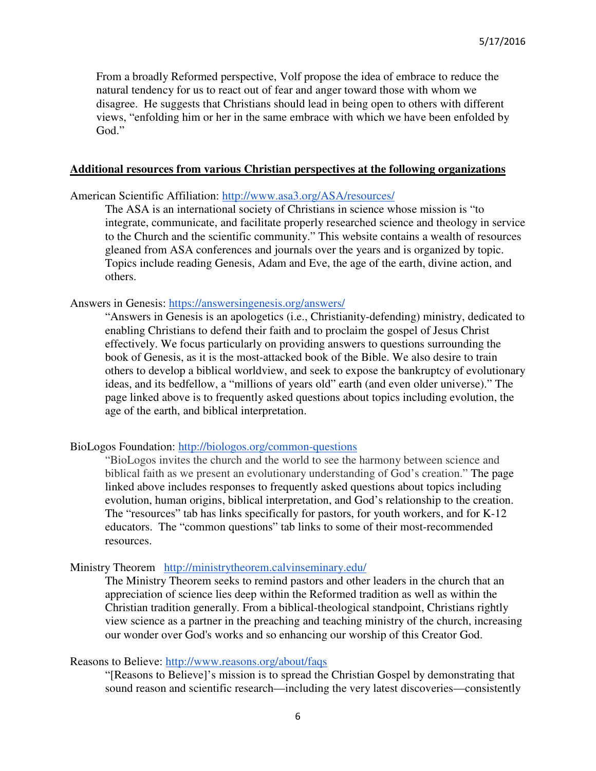From a broadly Reformed perspective, Volf propose the idea of embrace to reduce the natural tendency for us to react out of fear and anger toward those with whom we disagree. He suggests that Christians should lead in being open to others with different views, "enfolding him or her in the same embrace with which we have been enfolded by God."

**Additional resources from various Christian perspectives at the following organizations**

American Scientific Affiliation: [http://www.asa3.org/ASA/resources/](http://www.asa3.org/ASA/resources/)

The ASA is an international society of Christians in science whose mission is "to integrate, communicate, and facilitate properly researched science and theology in service to the Church and the scientific community." This website contains a wealth of resources gleaned from ASA conferences and journals over the years and is organized by topic. Topics include reading Genesis, Adam and Eve, the age of the earth, divine action, and others.

Answers in Genesis: [https://answersingenesis.org/answers/](https://answersingenesis.org/answers/)

"Answers in Genesis is an apologetics (i.e., Christianity-defending) ministry, dedicated to enabling Christians to defend their faith and to proclaim the gospel of Jesus Christ effectively. We focus particularly on providing answers to questions surrounding the book of Genesis, as it is the most-attacked book of the Bible. We also desire to train others to develop a biblical worldview, and seek to expose the bankruptcy of evolutionary ideas, and its bedfellow, a "millions of years old" earth (and even older universe)." The page linked above is to frequently asked questions about topics including evolution, the age of the earth, and biblical interpretation.

BioLogos Foundation: [http://biologos.org/common-questions](http://biologos.org/common-questions)

"BioLogos invites the church and the world to see the harmony between science and biblical faith as we present an evolutionary understanding of God's creation." The page linked above includes responses to frequently asked questions about topics including evolution, human origins, biblical interpretation, and God's relationship to the creation. The "resources" tab has links specifically for pastors, for youth workers, and for K-12 educators. The "common questions" tab links to some of their most-recommended resources.

Ministry Theorem [http://ministrytheorem.calvinseminary.edu/](http://ministrytheorem.calvinseminary.edu/)

The Ministry Theorem seeks to remind pastors and other leaders in the church that an appreciation of science lies deep within the Reformed tradition as well as within the Christian tradition generally. From a biblical-theological standpoint, Christians rightly view science as a partner in the preaching and teaching ministry of the church, increasing our wonder over God's works and so enhancing our worship of this Creator God.

Reasons to Believe: [http://www.reasons.org/about/faqs](http://www.reasons.org/about/faqs)

"[Reasons to Believe]'s mission is to spread the Christian Gospel by demonstrating that sound reason and scientific research—including the very latest discoveries—consistently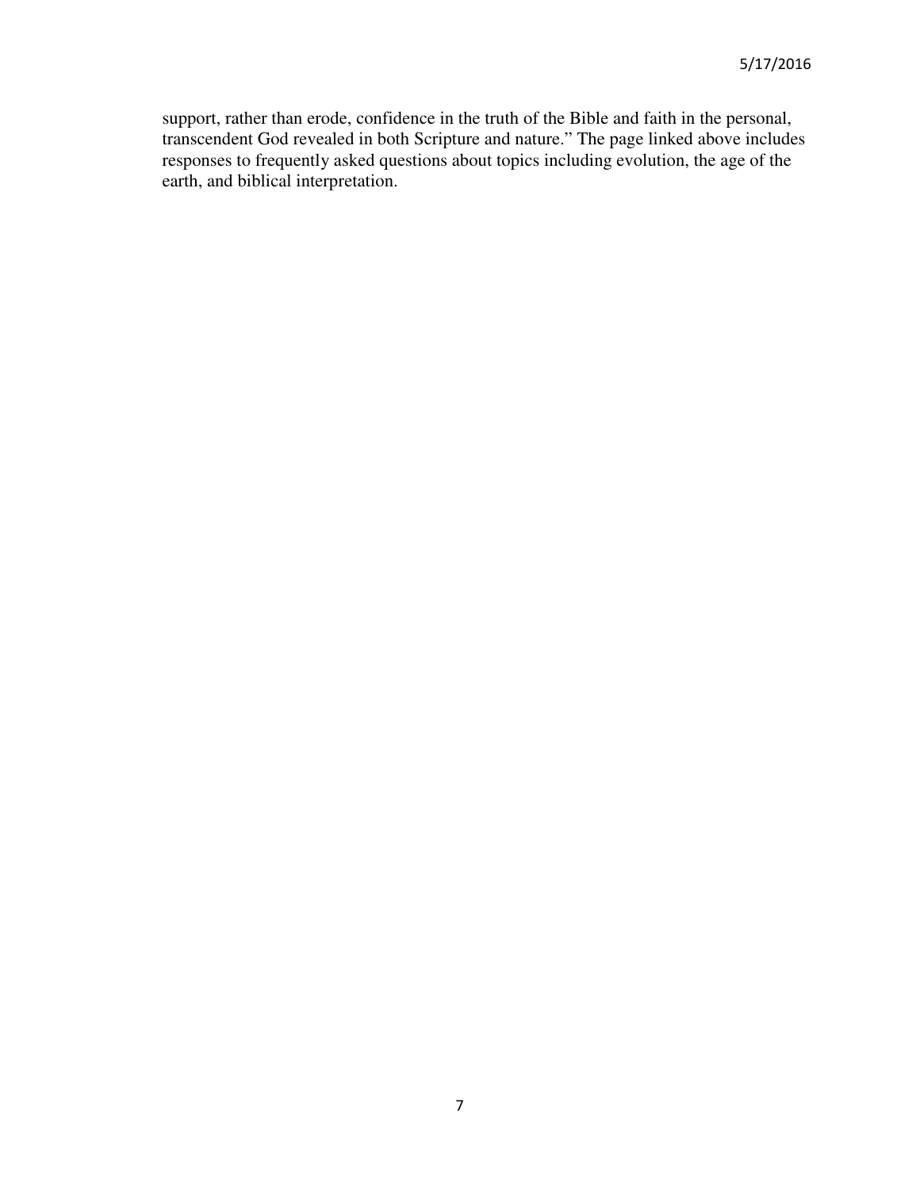support, rather than erode, confidence in the truth of the Bible and faith in the personal, transcendent God revealed in both Scripture and nature." The page linked above includes responses to frequently asked questions about topics including evolution, the age of the earth, and biblical interpretation.